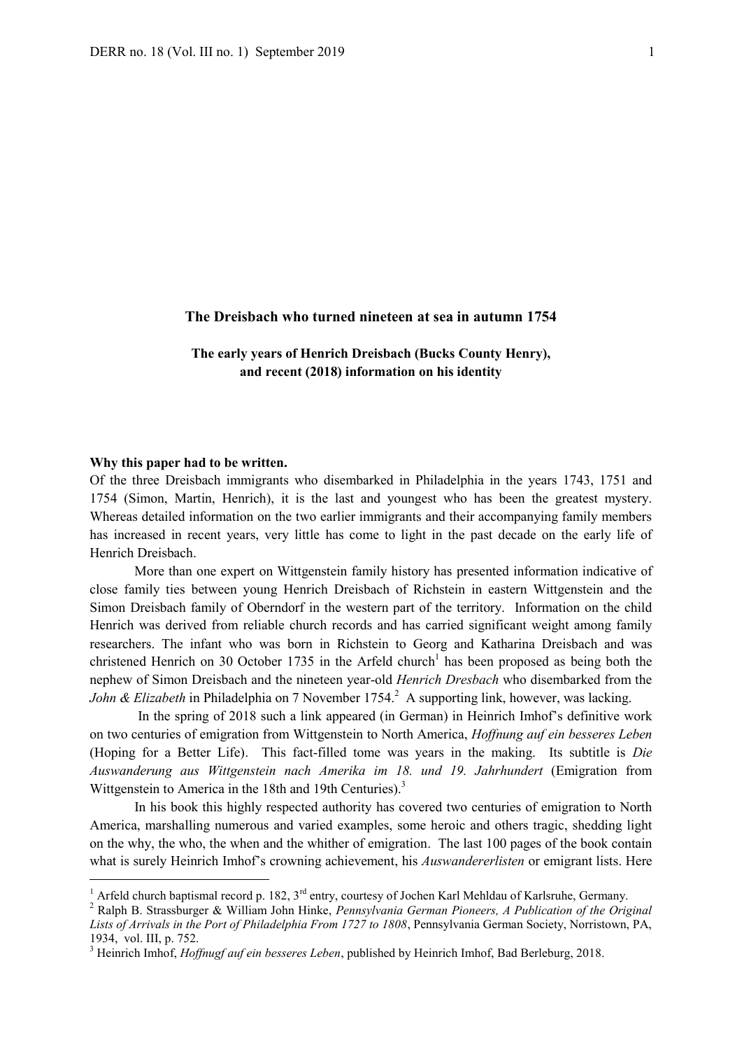# The Dreisbach who turned nineteen at sea in autumn 1754

## The early years of Henrich Dreisbach (Bucks County Henry), and recent (2018) information on his identity

**Why this paper had to be written.**

Of the three Dreisbach immigrants who disembarked in Philadelphia in the years 1743, 1751 and 1754 (Simon, Martin, Henrich), it is the last and youngest who has been the greatest mystery. Whereas detailed information on the two earlier immigrants and their accompanying family members has increased in recent years, very little has come to light in the past decade on the early life of Henrich Dreisbach.

More than one expert on Wittgenstein family history has presented information indicative of close family ties between young Henrich Dreisbach of Richstein in eastern Wittgenstein and the Simon Dreisbach family of Oberndorf in the western part of the territory. Information on the child Henrich was derived from reliable church records and has carried significant weight among family researchers. The infant who was born in Richstein to Georg and Katharina Dreisbach and was christened Henrich on 30 October 1735 in the Arfeld church[1] has been proposed as being both the nephew of Simon Dreisbach and the nineteen year-old *Henrich Dresbach* who disembarked from the *John & Elizabeth* in Philadelphia on 7 November 1754.[2] A supporting link, however, was lacking.

In the spring of 2018 such a link appeared (in German) in Heinrich Imhof's definitive work on two centuries of emigration from Wittgenstein to North America, *Hoffnung auf ein besseres Leben* (Hoping for a Better Life). This fact-filled tome was years in the making. Its subtitle is *Die Auswanderung aus Wittgenstein nach Amerika im 18. und 19. Jahrhundert* (Emigration from Wittgenstein to America in the 18th and 19th Centuries).[3]

In his book this highly respected authority has covered two centuries of emigration to North America, marshalling numerous and varied examples, some heroic and others tragic, shedding light on the why, the who, the when and the whither of emigration. The last 100 pages of the book contain what is surely Heinrich Imhof's crowning achievement, his *Auswandererlisten* or emigrant lists. Here

---

[1] Arfeld church baptismal record p. 182, 3rd entry, courtesy of Jochen Karl Mehldau of Karlsruhe, Germany.

[2] Ralph B. Strassburger & William John Hinke, *Pennsylvania German Pioneers, A Publication of the Original Lists of Arrivals in the Port of Philadelphia From 1727 to 1808*, Pennsylvania German Society, Norristown, PA, 1934, vol. III, p. 752.

[3] Heinrich Imhof, *Hoffnugf auf ein besseres Leben*, published by Heinrich Imhof, Bad Berleburg, 2018.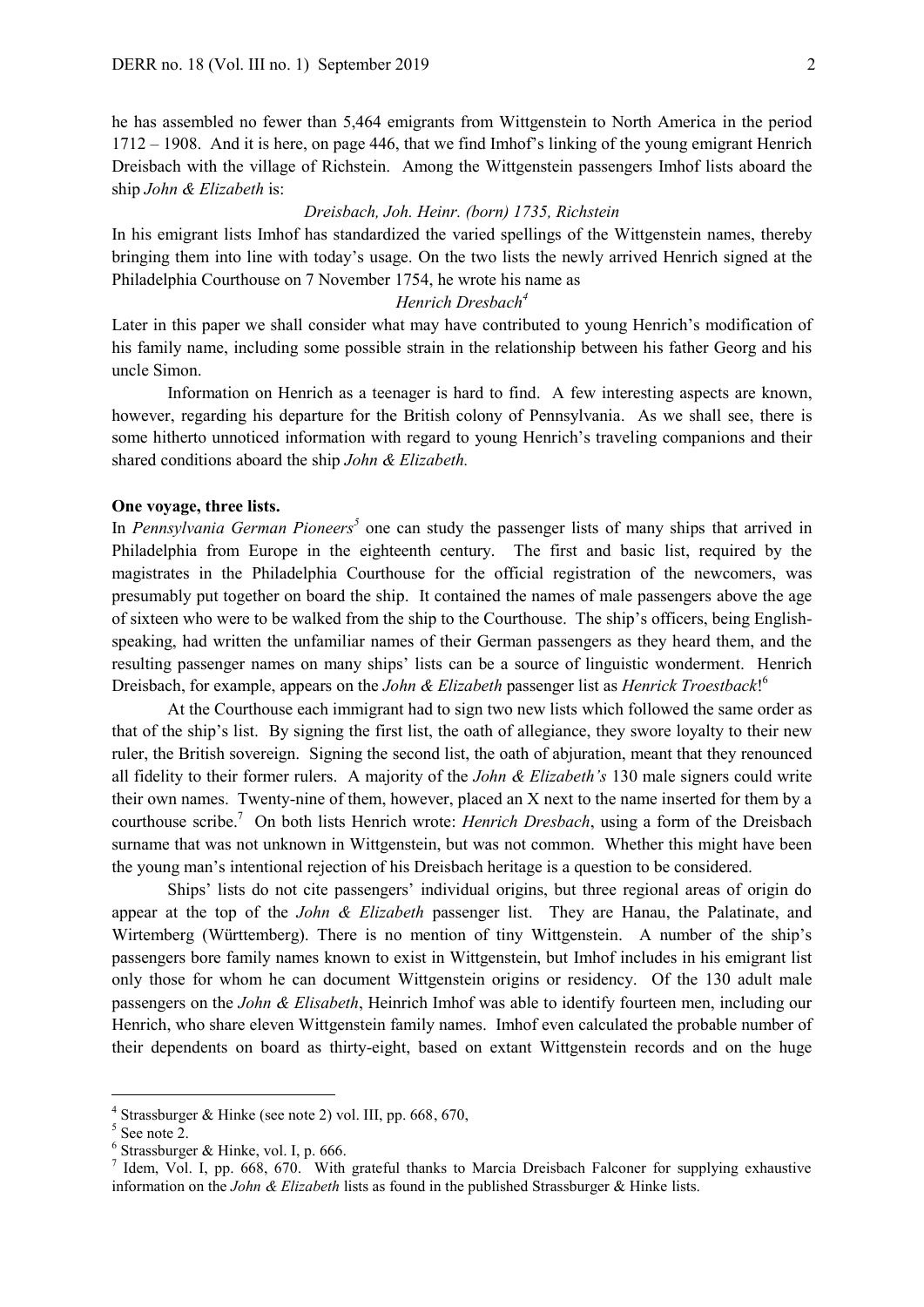he has assembled no fewer than 5,464 emigrants from Wittgenstein to North America in the period 1712 – 1908. And it is here, on page 446, that we find Imhof's linking of the young emigrant Henrich Dreisbach with the village of Richstein. Among the Wittgenstein passengers Imhof lists aboard the ship *John & Elizabeth* is:

*Dreisbach, Joh. Heinr. (born) 1735, Richstein*

In his emigrant lists Imhof has standardized the varied spellings of the Wittgenstein names, thereby bringing them into line with today's usage. On the two lists the newly arrived Henrich signed at the Philadelphia Courthouse on 7 November 1754, he wrote his name as

*Henrich Dresbach*[4]

Later in this paper we shall consider what may have contributed to young Henrich's modification of his family name, including some possible strain in the relationship between his father Georg and his uncle Simon.

Information on Henrich as a teenager is hard to find. A few interesting aspects are known, however, regarding his departure for the British colony of Pennsylvania. As we shall see, there is some hitherto unnoticed information with regard to young Henrich's traveling companions and their shared conditions aboard the ship *John & Elizabeth.*

**One voyage, three lists.**

In *Pennsylvania German Pioneers*[5] one can study the passenger lists of many ships that arrived in Philadelphia from Europe in the eighteenth century. The first and basic list, required by the magistrates in the Philadelphia Courthouse for the official registration of the newcomers, was presumably put together on board the ship. It contained the names of male passengers above the age of sixteen who were to be walked from the ship to the Courthouse. The ship's officers, being English-speaking, had written the unfamiliar names of their German passengers as they heard them, and the resulting passenger names on many ships' lists can be a source of linguistic wonderment. Henrich Dreisbach, for example, appears on the *John & Elizabeth* passenger list as *Henrick Troestback*![6]

At the Courthouse each immigrant had to sign two new lists which followed the same order as that of the ship's list. By signing the first list, the oath of allegiance, they swore loyalty to their new ruler, the British sovereign. Signing the second list, the oath of abjuration, meant that they renounced all fidelity to their former rulers. A majority of the *John & Elizabeth's* 130 male signers could write their own names. Twenty-nine of them, however, placed an X next to the name inserted for them by a courthouse scribe.[7] On both lists Henrich wrote: *Henrich Dresbach*, using a form of the Dreisbach surname that was not unknown in Wittgenstein, but was not common. Whether this might have been the young man's intentional rejection of his Dreisbach heritage is a question to be considered.

Ships' lists do not cite passengers' individual origins, but three regional areas of origin do appear at the top of the *John & Elizabeth* passenger list. They are Hanau, the Palatinate, and Wirtemberg (Württemberg). There is no mention of tiny Wittgenstein. A number of the ship's passengers bore family names known to exist in Wittgenstein, but Imhof includes in his emigrant list only those for whom he can document Wittgenstein origins or residency. Of the 130 adult male passengers on the *John & Elisabeth*, Heinrich Imhof was able to identify fourteen men, including our Henrich, who share eleven Wittgenstein family names. Imhof even calculated the probable number of their dependents on board as thirty-eight, based on extant Wittgenstein records and on the huge

---

[4] Strassburger & Hinke (see note 2) vol. III, pp. 668, 670,

[5] See note 2.

[6] Strassburger & Hinke, vol. I, p. 666.

[7] Idem, Vol. I, pp. 668, 670. With grateful thanks to Marcia Dreisbach Falconer for supplying exhaustive information on the *John & Elizabeth* lists as found in the published Strassburger & Hinke lists.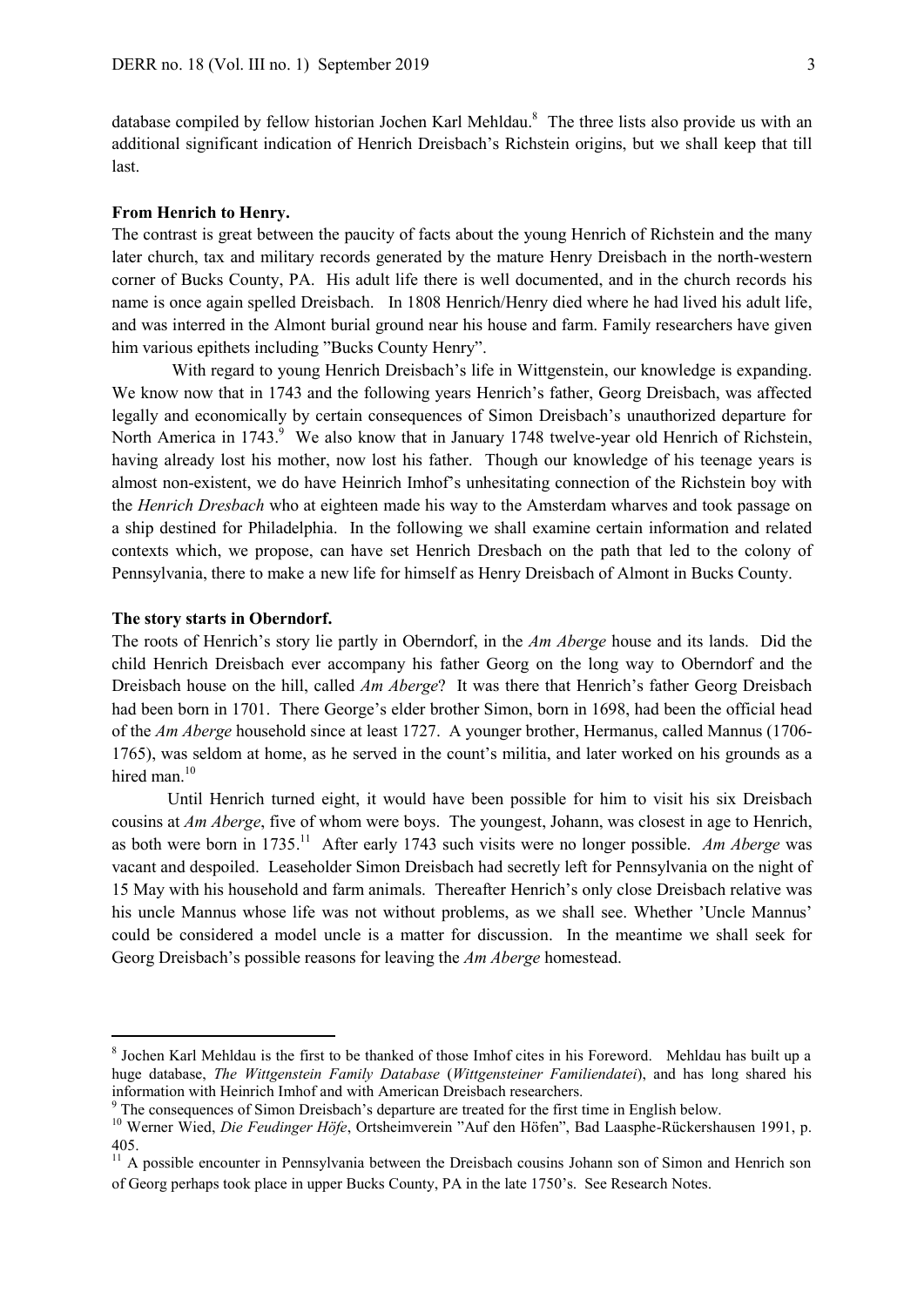database compiled by fellow historian Jochen Karl Mehldau.[8] The three lists also provide us with an additional significant indication of Henrich Dreisbach's Richstein origins, but we shall keep that till last.

**From Henrich to Henry.**

The contrast is great between the paucity of facts about the young Henrich of Richstein and the many later church, tax and military records generated by the mature Henry Dreisbach in the north-western corner of Bucks County, PA. His adult life there is well documented, and in the church records his name is once again spelled Dreisbach. In 1808 Henrich/Henry died where he had lived his adult life, and was interred in the Almont burial ground near his house and farm. Family researchers have given him various epithets including "Bucks County Henry".

With regard to young Henrich Dreisbach's life in Wittgenstein, our knowledge is expanding. We know now that in 1743 and the following years Henrich's father, Georg Dreisbach, was affected legally and economically by certain consequences of Simon Dreisbach's unauthorized departure for North America in 1743.[9] We also know that in January 1748 twelve-year old Henrich of Richstein, having already lost his mother, now lost his father. Though our knowledge of his teenage years is almost non-existent, we do have Heinrich Imhof's unhesitating connection of the Richstein boy with the *Henrich Dresbach* who at eighteen made his way to the Amsterdam wharves and took passage on a ship destined for Philadelphia. In the following we shall examine certain information and related contexts which, we propose, can have set Henrich Dresbach on the path that led to the colony of Pennsylvania, there to make a new life for himself as Henry Dreisbach of Almont in Bucks County.

**The story starts in Oberndorf.**

The roots of Henrich's story lie partly in Oberndorf, in the *Am Aberge* house and its lands. Did the child Henrich Dreisbach ever accompany his father Georg on the long way to Oberndorf and the Dreisbach house on the hill, called *Am Aberge*? It was there that Henrich's father Georg Dreisbach had been born in 1701. There George's elder brother Simon, born in 1698, had been the official head of the *Am Aberge* household since at least 1727. A younger brother, Hermanus, called Mannus (1706-1765), was seldom at home, as he served in the count's militia, and later worked on his grounds as a hired man.[10]

Until Henrich turned eight, it would have been possible for him to visit his six Dreisbach cousins at *Am Aberge*, five of whom were boys. The youngest, Johann, was closest in age to Henrich, as both were born in 1735.[11] After early 1743 such visits were no longer possible. *Am Aberge* was vacant and despoiled. Leaseholder Simon Dreisbach had secretly left for Pennsylvania on the night of 15 May with his household and farm animals. Thereafter Henrich's only close Dreisbach relative was his uncle Mannus whose life was not without problems, as we shall see. Whether 'Uncle Mannus' could be considered a model uncle is a matter for discussion. In the meantime we shall seek for Georg Dreisbach's possible reasons for leaving the *Am Aberge* homestead.

---

[8] Jochen Karl Mehldau is the first to be thanked of those Imhof cites in his Foreword. Mehldau has built up a huge database, *The Wittgenstein Family Database* (*Wittgensteiner Familiendatei*), and has long shared his information with Heinrich Imhof and with American Dreisbach researchers.

[9] The consequences of Simon Dreisbach's departure are treated for the first time in English below.

[10] Werner Wied, *Die Feudinger Höfe*, Ortsheimverein "Auf den Höfen", Bad Laasphe-Rückershausen 1991, p. 405.

[11] A possible encounter in Pennsylvania between the Dreisbach cousins Johann son of Simon and Henrich son of Georg perhaps took place in upper Bucks County, PA in the late 1750's. See Research Notes.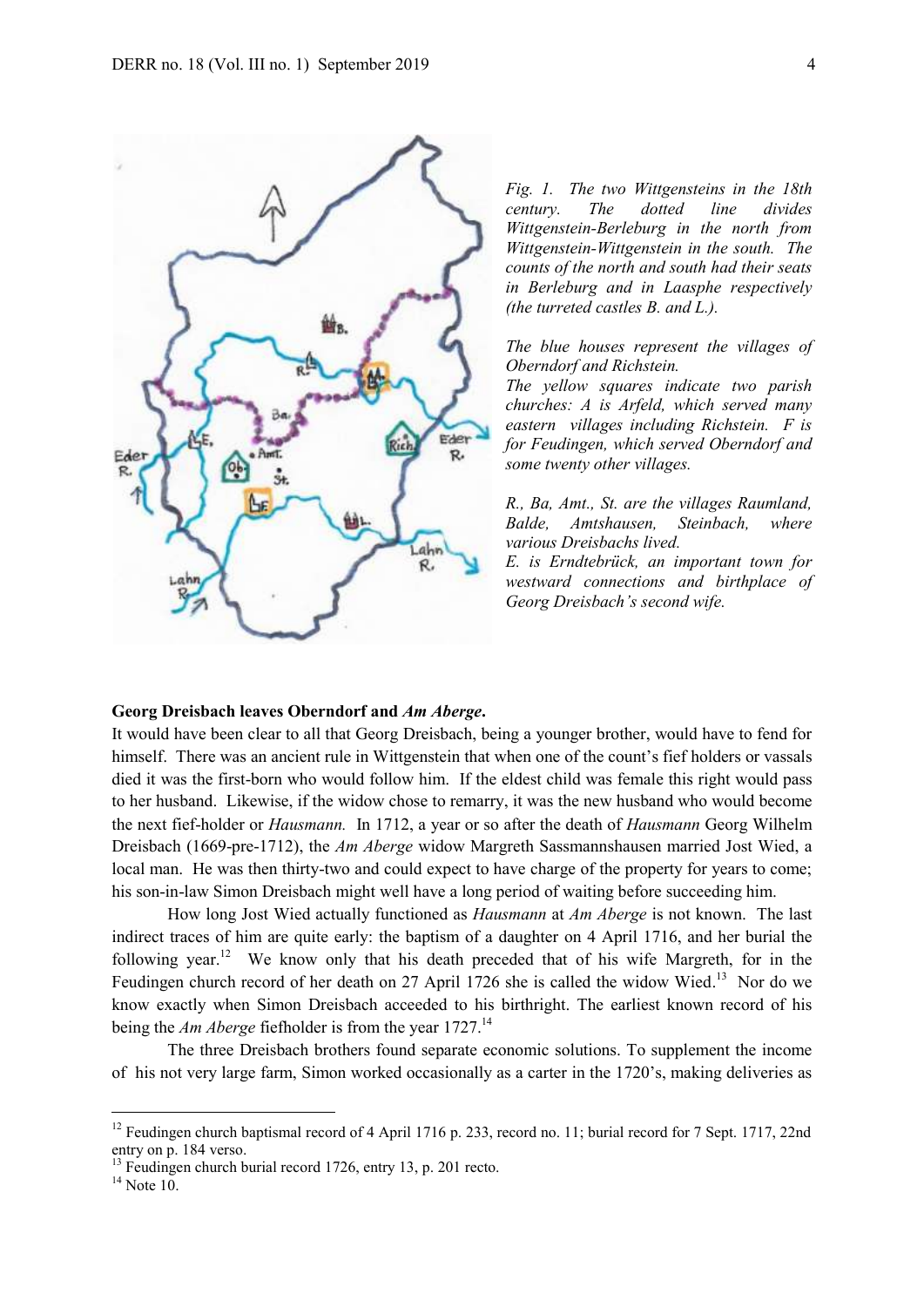*Fig. 1. The two Wittgensteins in the 18th century. The dotted line divides Wittgenstein-Berleburg in the north from Wittgenstein-Wittgenstein in the south. The counts of the north and south had their seats in Berleburg and in Laasphe respectively (the turreted castles B. and L.).*

*The blue houses represent the villages of Oberndorf and Richstein.*

*The yellow squares indicate two parish churches: A is Arfeld, which served many eastern villages including Richstein. F is for Feudingen, which served Oberndorf and some twenty other villages.*

*R., Ba, Amt., St. are the villages Raumland, Balde, Amtshausen, Steinbach, where various Dreisbachs lived.*

*E. is Erndtebrück, an important town for westward connections and birthplace of Georg Dreisbach's second wife.*

**Georg Dreisbach leaves Oberndorf and *Am Aberge*.**

It would have been clear to all that Georg Dreisbach, being a younger brother, would have to fend for himself. There was an ancient rule in Wittgenstein that when one of the count's fief holders or vassals died it was the first-born who would follow him. If the eldest child was female this right would pass to her husband. Likewise, if the widow chose to remarry, it was the new husband who would become the next fief-holder or *Hausmann.* In 1712, a year or so after the death of *Hausmann* Georg Wilhelm Dreisbach (1669-pre-1712), the *Am Aberge* widow Margreth Sassmannshausen married Jost Wied, a local man. He was then thirty-two and could expect to have charge of the property for years to come; his son-in-law Simon Dreisbach might well have a long period of waiting before succeeding him.

How long Jost Wied actually functioned as *Hausmann* at *Am Aberge* is not known. The last indirect traces of him are quite early: the baptism of a daughter on 4 April 1716, and her burial the following year.[12] We know only that his death preceded that of his wife Margreth, for in the Feudingen church record of her death on 27 April 1726 she is called the widow Wied.[13] Nor do we know exactly when Simon Dreisbach acceeded to his birthright. The earliest known record of his being the *Am Aberge* fiefholder is from the year 1727.[14]

The three Dreisbach brothers found separate economic solutions. To supplement the income of his not very large farm, Simon worked occasionally as a carter in the 1720's, making deliveries as

---

[12] Feudingen church baptismal record of 4 April 1716 p. 233, record no. 11; burial record for 7 Sept. 1717, 22nd entry on p. 184 verso.

[13] Feudingen church burial record 1726, entry 13, p. 201 recto.

[14] Note 10.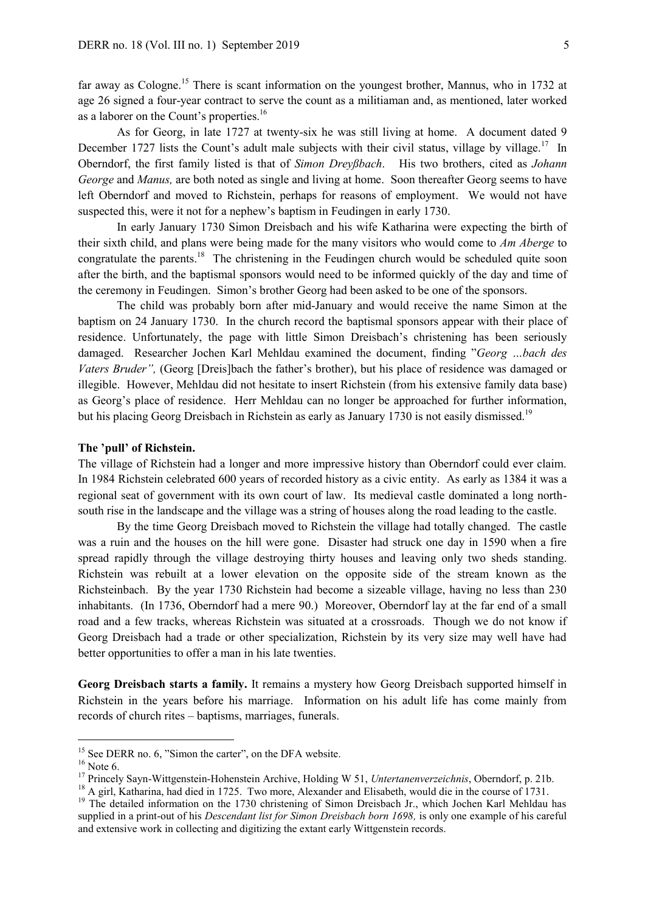far away as Cologne.[15] There is scant information on the youngest brother, Mannus, who in 1732 at age 26 signed a four-year contract to serve the count as a militiaman and, as mentioned, later worked as a laborer on the Count's properties.[16]

As for Georg, in late 1727 at twenty-six he was still living at home. A document dated 9 December 1727 lists the Count's adult male subjects with their civil status, village by village.[17] In Oberndorf, the first family listed is that of *Simon Dreyßbach*. His two brothers, cited as *Johann George* and *Manus,* are both noted as single and living at home. Soon thereafter Georg seems to have left Oberndorf and moved to Richstein, perhaps for reasons of employment. We would not have suspected this, were it not for a nephew's baptism in Feudingen in early 1730.

In early January 1730 Simon Dreisbach and his wife Katharina were expecting the birth of their sixth child, and plans were being made for the many visitors who would come to *Am Aberge* to congratulate the parents.[18] The christening in the Feudingen church would be scheduled quite soon after the birth, and the baptismal sponsors would need to be informed quickly of the day and time of the ceremony in Feudingen. Simon's brother Georg had been asked to be one of the sponsors.

The child was probably born after mid-January and would receive the name Simon at the baptism on 24 January 1730. In the church record the baptismal sponsors appear with their place of residence. Unfortunately, the page with little Simon Dreisbach's christening has been seriously damaged. Researcher Jochen Karl Mehldau examined the document, finding "*Georg …bach des Vaters Bruder",* (Georg [Dreis]bach the father's brother), but his place of residence was damaged or illegible. However, Mehldau did not hesitate to insert Richstein (from his extensive family data base) as Georg's place of residence. Herr Mehldau can no longer be approached for further information, but his placing Georg Dreisbach in Richstein as early as January 1730 is not easily dismissed.[19]

**The 'pull' of Richstein.**

The village of Richstein had a longer and more impressive history than Oberndorf could ever claim. In 1984 Richstein celebrated 600 years of recorded history as a civic entity. As early as 1384 it was a regional seat of government with its own court of law. Its medieval castle dominated a long north-south rise in the landscape and the village was a string of houses along the road leading to the castle.

By the time Georg Dreisbach moved to Richstein the village had totally changed. The castle was a ruin and the houses on the hill were gone. Disaster had struck one day in 1590 when a fire spread rapidly through the village destroying thirty houses and leaving only two sheds standing. Richstein was rebuilt at a lower elevation on the opposite side of the stream known as the Richsteinbach. By the year 1730 Richstein had become a sizeable village, having no less than 230 inhabitants. (In 1736, Oberndorf had a mere 90.) Moreover, Oberndorf lay at the far end of a small road and a few tracks, whereas Richstein was situated at a crossroads. Though we do not know if Georg Dreisbach had a trade or other specialization, Richstein by its very size may well have had better opportunities to offer a man in his late twenties.

**Georg Dreisbach starts a family.** It remains a mystery how Georg Dreisbach supported himself in Richstein in the years before his marriage. Information on his adult life has come mainly from records of church rites – baptisms, marriages, funerals.

[15] See DERR no. 6, "Simon the carter", on the DFA website.

[16] Note 6.

[17] Princely Sayn-Wittgenstein-Hohenstein Archive, Holding W 51, *Untertanenverzeichnis*, Oberndorf, p. 21b.

[18] A girl, Katharina, had died in 1725. Two more, Alexander and Elisabeth, would die in the course of 1731.

[19] The detailed information on the 1730 christening of Simon Dreisbach Jr., which Jochen Karl Mehldau has supplied in a print-out of his *Descendant list for Simon Dreisbach born 1698,* is only one example of his careful and extensive work in collecting and digitizing the extant early Wittgenstein records.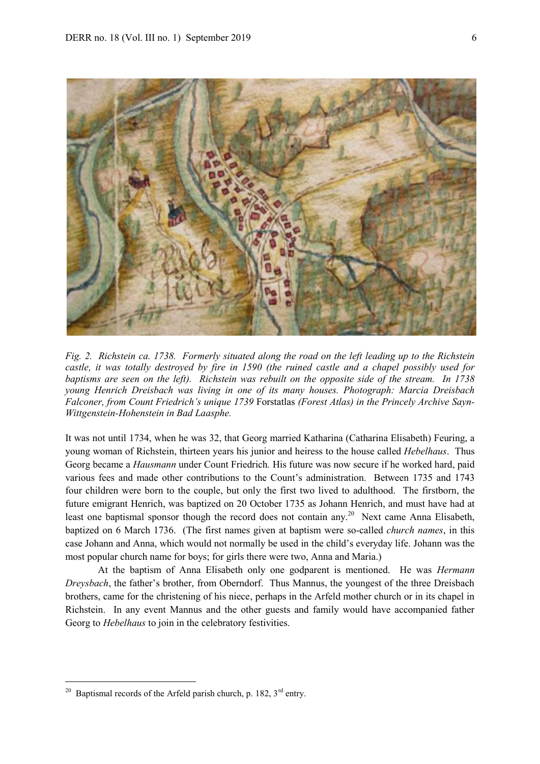*Fig. 2. Richstein ca. 1738. Formerly situated along the road on the left leading up to the Richstein castle, it was totally destroyed by fire in 1590 (the ruined castle and a chapel possibly used for baptisms are seen on the left). Richstein was rebuilt on the opposite side of the stream. In 1738 young Henrich Dreisbach was living in one of its many houses. Photograph: Marcia Dreisbach Falconer, from Count Friedrich's unique 1739* Forstatlas *(Forest Atlas) in the Princely Archive Sayn-Wittgenstein-Hohenstein in Bad Laasphe.*

It was not until 1734, when he was 32, that Georg married Katharina (Catharina Elisabeth) Feuring, a young woman of Richstein, thirteen years his junior and heiress to the house called *Hebelhaus*. Thus Georg became a *Hausmann* under Count Friedrich*.* His future was now secure if he worked hard, paid various fees and made other contributions to the Count's administration. Between 1735 and 1743 four children were born to the couple, but only the first two lived to adulthood. The firstborn, the future emigrant Henrich, was baptized on 20 October 1735 as Johann Henrich, and must have had at least one baptismal sponsor though the record does not contain any.[20] Next came Anna Elisabeth, baptized on 6 March 1736. (The first names given at baptism were so-called *church names*, in this case Johann and Anna, which would not normally be used in the child's everyday life. Johann was the most popular church name for boys; for girls there were two, Anna and Maria.)

At the baptism of Anna Elisabeth only one godparent is mentioned. He was *Hermann Dreysbach*, the father's brother, from Oberndorf. Thus Mannus, the youngest of the three Dreisbach brothers, came for the christening of his niece, perhaps in the Arfeld mother church or in its chapel in Richstein. In any event Mannus and the other guests and family would have accompanied father Georg to *Hebelhaus* to join in the celebratory festivities.

---

[20] Baptismal records of the Arfeld parish church, p. 182, 3rd entry.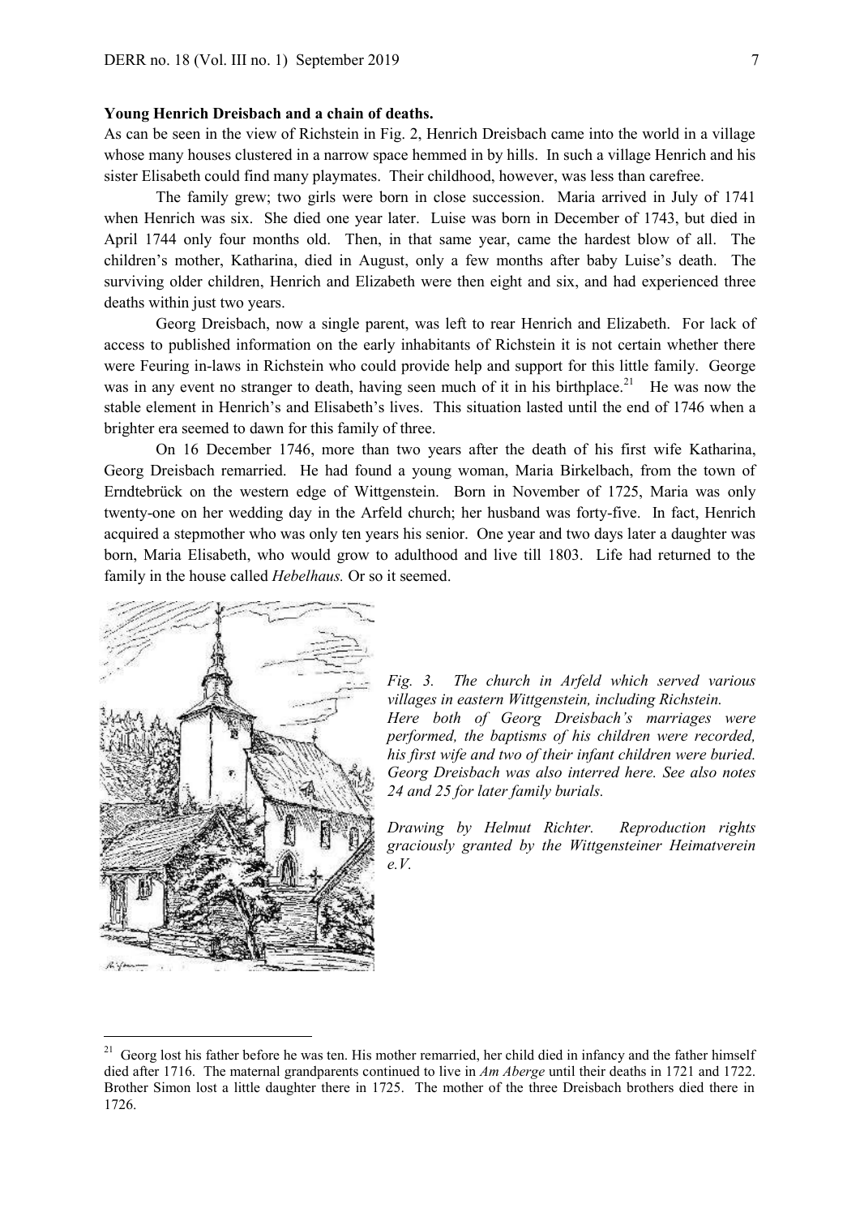**Young Henrich Dreisbach and a chain of deaths.**

As can be seen in the view of Richstein in Fig. 2, Henrich Dreisbach came into the world in a village whose many houses clustered in a narrow space hemmed in by hills. In such a village Henrich and his sister Elisabeth could find many playmates. Their childhood, however, was less than carefree.

The family grew; two girls were born in close succession. Maria arrived in July of 1741 when Henrich was six. She died one year later. Luise was born in December of 1743, but died in April 1744 only four months old. Then, in that same year, came the hardest blow of all. The children's mother, Katharina, died in August, only a few months after baby Luise's death. The surviving older children, Henrich and Elizabeth were then eight and six, and had experienced three deaths within just two years.

Georg Dreisbach, now a single parent, was left to rear Henrich and Elizabeth. For lack of access to published information on the early inhabitants of Richstein it is not certain whether there were Feuring in-laws in Richstein who could provide help and support for this little family. George was in any event no stranger to death, having seen much of it in his birthplace.[21] He was now the stable element in Henrich's and Elisabeth's lives. This situation lasted until the end of 1746 when a brighter era seemed to dawn for this family of three.

On 16 December 1746, more than two years after the death of his first wife Katharina, Georg Dreisbach remarried. He had found a young woman, Maria Birkelbach, from the town of Erndtebrück on the western edge of Wittgenstein. Born in November of 1725, Maria was only twenty-one on her wedding day in the Arfeld church; her husband was forty-five. In fact, Henrich acquired a stepmother who was only ten years his senior. One year and two days later a daughter was born, Maria Elisabeth, who would grow to adulthood and live till 1803. Life had returned to the family in the house called *Hebelhaus.* Or so it seemed.

*Fig. 3. The church in Arfeld which served various villages in eastern Wittgenstein, including Richstein. Here both of Georg Dreisbach's marriages were performed, the baptisms of his children were recorded, his first wife and two of their infant children were buried. Georg Dreisbach was also interred here. See also notes 24 and 25 for later family burials.*

*Drawing by Helmut Richter. Reproduction rights graciously granted by the Wittgensteiner Heimatverein e.V.*

---

[21] Georg lost his father before he was ten. His mother remarried, her child died in infancy and the father himself died after 1716. The maternal grandparents continued to live in *Am Aberge* until their deaths in 1721 and 1722. Brother Simon lost a little daughter there in 1725. The mother of the three Dreisbach brothers died there in 1726.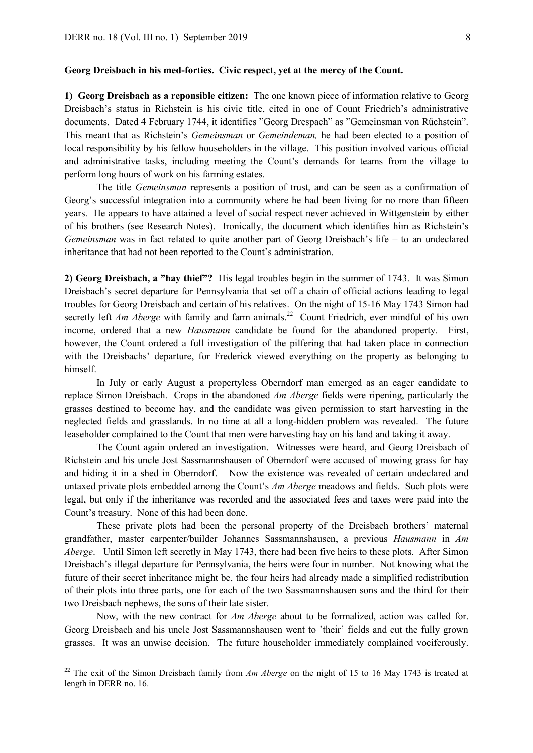**Georg Dreisbach in his med-forties. Civic respect, yet at the mercy of the Count.**

**1) Georg Dreisbach as a reponsible citizen:** The one known piece of information relative to Georg Dreisbach's status in Richstein is his civic title, cited in one of Count Friedrich's administrative documents. Dated 4 February 1744, it identifies "Georg Drespach" as "Gemeinsman von Rüchstein". This meant that as Richstein's *Gemeinsman* or *Gemeindeman,* he had been elected to a position of local responsibility by his fellow householders in the village. This position involved various official and administrative tasks, including meeting the Count's demands for teams from the village to perform long hours of work on his farming estates.

The title *Gemeinsman* represents a position of trust, and can be seen as a confirmation of Georg's successful integration into a community where he had been living for no more than fifteen years. He appears to have attained a level of social respect never achieved in Wittgenstein by either of his brothers (see Research Notes). Ironically, the document which identifies him as Richstein's *Gemeinsman* was in fact related to quite another part of Georg Dreisbach's life – to an undeclared inheritance that had not been reported to the Count's administration.

**2) Georg Dreisbach, a "hay thief"?** His legal troubles begin in the summer of 1743. It was Simon Dreisbach's secret departure for Pennsylvania that set off a chain of official actions leading to legal troubles for Georg Dreisbach and certain of his relatives. On the night of 15-16 May 1743 Simon had secretly left *Am Aberge* with family and farm animals.[22] Count Friedrich, ever mindful of his own income, ordered that a new *Hausmann* candidate be found for the abandoned property. First, however, the Count ordered a full investigation of the pilfering that had taken place in connection with the Dreisbachs' departure, for Frederick viewed everything on the property as belonging to himself.

In July or early August a propertyless Oberndorf man emerged as an eager candidate to replace Simon Dreisbach. Crops in the abandoned *Am Aberge* fields were ripening, particularly the grasses destined to become hay, and the candidate was given permission to start harvesting in the neglected fields and grasslands. In no time at all a long-hidden problem was revealed. The future leaseholder complained to the Count that men were harvesting hay on his land and taking it away.

The Count again ordered an investigation. Witnesses were heard, and Georg Dreisbach of Richstein and his uncle Jost Sassmannshausen of Oberndorf were accused of mowing grass for hay and hiding it in a shed in Oberndorf. Now the existence was revealed of certain undeclared and untaxed private plots embedded among the Count's *Am Aberge* meadows and fields. Such plots were legal, but only if the inheritance was recorded and the associated fees and taxes were paid into the Count's treasury. None of this had been done.

These private plots had been the personal property of the Dreisbach brothers' maternal grandfather, master carpenter/builder Johannes Sassmannshausen, a previous *Hausmann* in *Am Aberge*. Until Simon left secretly in May 1743, there had been five heirs to these plots. After Simon Dreisbach's illegal departure for Pennsylvania, the heirs were four in number. Not knowing what the future of their secret inheritance might be, the four heirs had already made a simplified redistribution of their plots into three parts, one for each of the two Sassmannshausen sons and the third for their two Dreisbach nephews, the sons of their late sister.

Now, with the new contract for *Am Aberge* about to be formalized, action was called for. Georg Dreisbach and his uncle Jost Sassmannshausen went to 'their' fields and cut the fully grown grasses. It was an unwise decision. The future householder immediately complained vociferously.

[22] The exit of the Simon Dreisbach family from *Am Aberge* on the night of 15 to 16 May 1743 is treated at length in DERR no. 16.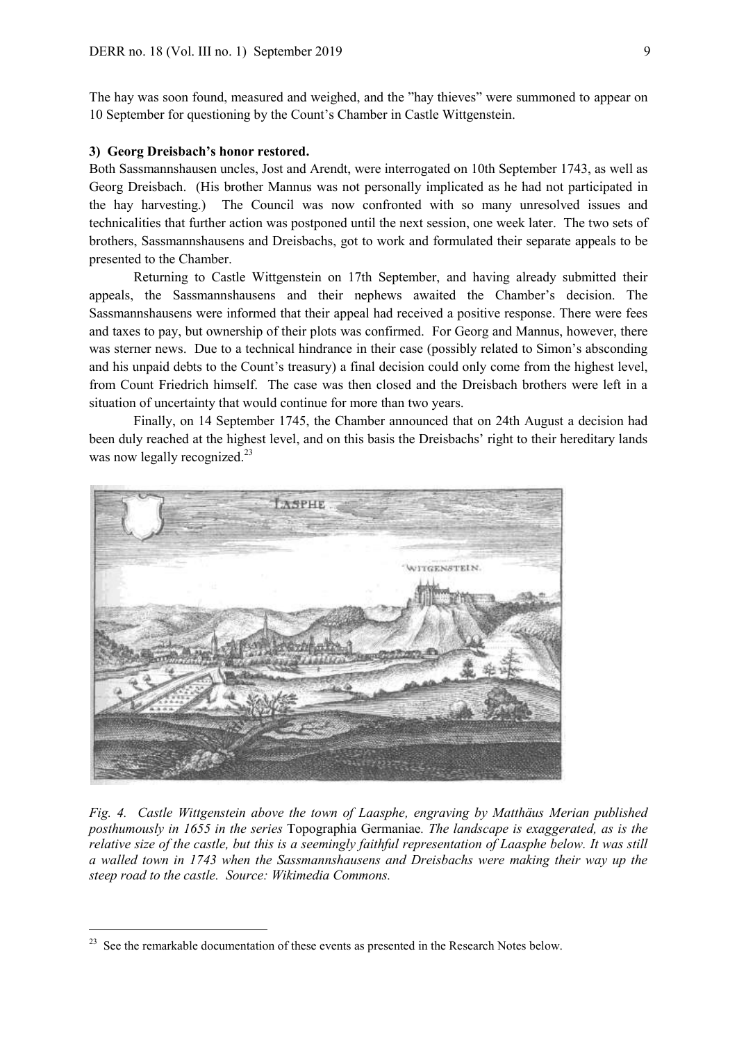The hay was soon found, measured and weighed, and the "hay thieves" were summoned to appear on 10 September for questioning by the Count's Chamber in Castle Wittgenstein.

**3) Georg Dreisbach's honor restored.**

Both Sassmannshausen uncles, Jost and Arendt, were interrogated on 10th September 1743, as well as Georg Dreisbach. (His brother Mannus was not personally implicated as he had not participated in the hay harvesting.) The Council was now confronted with so many unresolved issues and technicalities that further action was postponed until the next session, one week later. The two sets of brothers, Sassmannshausens and Dreisbachs, got to work and formulated their separate appeals to be presented to the Chamber.

Returning to Castle Wittgenstein on 17th September, and having already submitted their appeals, the Sassmannshausens and their nephews awaited the Chamber's decision. The Sassmannshausens were informed that their appeal had received a positive response. There were fees and taxes to pay, but ownership of their plots was confirmed. For Georg and Mannus, however, there was sterner news. Due to a technical hindrance in their case (possibly related to Simon's absconding and his unpaid debts to the Count's treasury) a final decision could only come from the highest level, from Count Friedrich himself. The case was then closed and the Dreisbach brothers were left in a situation of uncertainty that would continue for more than two years.

Finally, on 14 September 1745, the Chamber announced that on 24th August a decision had been duly reached at the highest level, and on this basis the Dreisbachs' right to their hereditary lands was now legally recognized.[23]

*Fig. 4. Castle Wittgenstein above the town of Laasphe, engraving by Matthäus Merian published posthumously in 1655 in the series* Topographia Germaniae*. The landscape is exaggerated, as is the relative size of the castle, but this is a seemingly faithful representation of Laasphe below. It was still a walled town in 1743 when the Sassmannshausens and Dreisbachs were making their way up the steep road to the castle. Source: Wikimedia Commons.*

[23] See the remarkable documentation of these events as presented in the Research Notes below.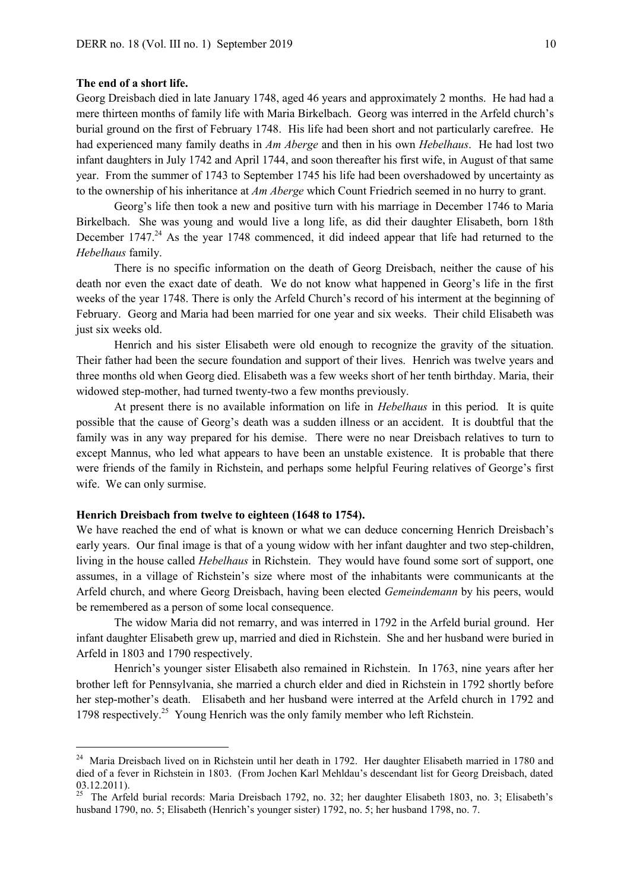**The end of a short life.**

Georg Dreisbach died in late January 1748, aged 46 years and approximately 2 months. He had had a mere thirteen months of family life with Maria Birkelbach. Georg was interred in the Arfeld church's burial ground on the first of February 1748. His life had been short and not particularly carefree. He had experienced many family deaths in *Am Aberge* and then in his own *Hebelhaus*. He had lost two infant daughters in July 1742 and April 1744, and soon thereafter his first wife, in August of that same year. From the summer of 1743 to September 1745 his life had been overshadowed by uncertainty as to the ownership of his inheritance at *Am Aberge* which Count Friedrich seemed in no hurry to grant.

Georg's life then took a new and positive turn with his marriage in December 1746 to Maria Birkelbach. She was young and would live a long life, as did their daughter Elisabeth, born 18th December 1747.[24] As the year 1748 commenced, it did indeed appear that life had returned to the *Hebelhaus* family.

There is no specific information on the death of Georg Dreisbach, neither the cause of his death nor even the exact date of death. We do not know what happened in Georg's life in the first weeks of the year 1748. There is only the Arfeld Church's record of his interment at the beginning of February. Georg and Maria had been married for one year and six weeks. Their child Elisabeth was just six weeks old.

Henrich and his sister Elisabeth were old enough to recognize the gravity of the situation. Their father had been the secure foundation and support of their lives. Henrich was twelve years and three months old when Georg died. Elisabeth was a few weeks short of her tenth birthday. Maria, their widowed step-mother, had turned twenty-two a few months previously.

At present there is no available information on life in *Hebelhaus* in this period. It is quite possible that the cause of Georg's death was a sudden illness or an accident. It is doubtful that the family was in any way prepared for his demise. There were no near Dreisbach relatives to turn to except Mannus, who led what appears to have been an unstable existence. It is probable that there were friends of the family in Richstein, and perhaps some helpful Feuring relatives of George's first wife. We can only surmise.

**Henrich Dreisbach from twelve to eighteen (1648 to 1754).**

We have reached the end of what is known or what we can deduce concerning Henrich Dreisbach's early years. Our final image is that of a young widow with her infant daughter and two step-children, living in the house called *Hebelhaus* in Richstein. They would have found some sort of support, one assumes, in a village of Richstein's size where most of the inhabitants were communicants at the Arfeld church, and where Georg Dreisbach, having been elected *Gemeindemann* by his peers, would be remembered as a person of some local consequence.

The widow Maria did not remarry, and was interred in 1792 in the Arfeld burial ground. Her infant daughter Elisabeth grew up, married and died in Richstein. She and her husband were buried in Arfeld in 1803 and 1790 respectively.

Henrich's younger sister Elisabeth also remained in Richstein. In 1763, nine years after her brother left for Pennsylvania, she married a church elder and died in Richstein in 1792 shortly before her step-mother's death. Elisabeth and her husband were interred at the Arfeld church in 1792 and 1798 respectively.[25] Young Henrich was the only family member who left Richstein.

---

[24] Maria Dreisbach lived on in Richstein until her death in 1792. Her daughter Elisabeth married in 1780 and died of a fever in Richstein in 1803. (From Jochen Karl Mehldau's descendant list for Georg Dreisbach, dated 03.12.2011).

[25] The Arfeld burial records: Maria Dreisbach 1792, no. 32; her daughter Elisabeth 1803, no. 3; Elisabeth's husband 1790, no. 5; Elisabeth (Henrich's younger sister) 1792, no. 5; her husband 1798, no. 7.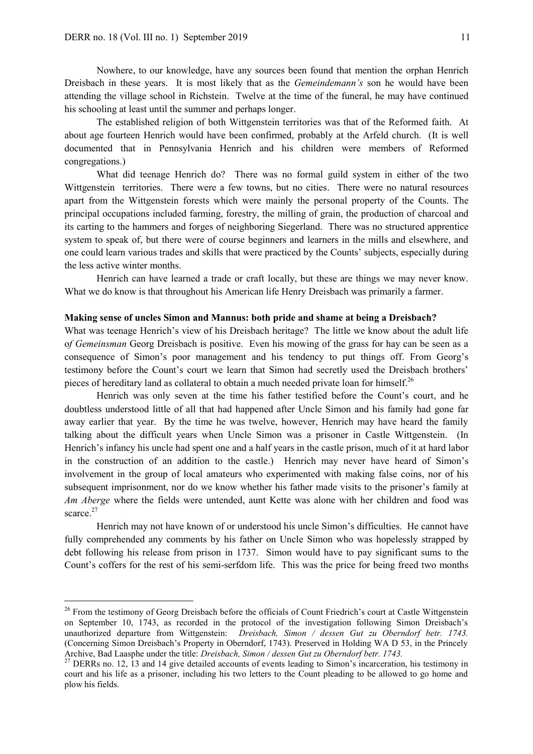Nowhere, to our knowledge, have any sources been found that mention the orphan Henrich Dreisbach in these years. It is most likely that as the *Gemeindemann's* son he would have been attending the village school in Richstein. Twelve at the time of the funeral, he may have continued his schooling at least until the summer and perhaps longer.

The established religion of both Wittgenstein territories was that of the Reformed faith. At about age fourteen Henrich would have been confirmed, probably at the Arfeld church. (It is well documented that in Pennsylvania Henrich and his children were members of Reformed congregations.)

What did teenage Henrich do? There was no formal guild system in either of the two Wittgenstein territories. There were a few towns, but no cities. There were no natural resources apart from the Wittgenstein forests which were mainly the personal property of the Counts. The principal occupations included farming, forestry, the milling of grain, the production of charcoal and its carting to the hammers and forges of neighboring Siegerland. There was no structured apprentice system to speak of, but there were of course beginners and learners in the mills and elsewhere, and one could learn various trades and skills that were practiced by the Counts' subjects, especially during the less active winter months.

Henrich can have learned a trade or craft locally, but these are things we may never know. What we do know is that throughout his American life Henry Dreisbach was primarily a farmer.

**Making sense of uncles Simon and Mannus: both pride and shame at being a Dreisbach?**

What was teenage Henrich's view of his Dreisbach heritage? The little we know about the adult life of *Gemeinsman* Georg Dreisbach is positive. Even his mowing of the grass for hay can be seen as a consequence of Simon's poor management and his tendency to put things off. From Georg's testimony before the Count's court we learn that Simon had secretly used the Dreisbach brothers' pieces of hereditary land as collateral to obtain a much needed private loan for himself.[26]

Henrich was only seven at the time his father testified before the Count's court, and he doubtless understood little of all that had happened after Uncle Simon and his family had gone far away earlier that year. By the time he was twelve, however, Henrich may have heard the family talking about the difficult years when Uncle Simon was a prisoner in Castle Wittgenstein. (In Henrich's infancy his uncle had spent one and a half years in the castle prison, much of it at hard labor in the construction of an addition to the castle.) Henrich may never have heard of Simon's involvement in the group of local amateurs who experimented with making false coins, nor of his subsequent imprisonment, nor do we know whether his father made visits to the prisoner's family at *Am Aberge* where the fields were untended, aunt Kette was alone with her children and food was scarce.[27]

Henrich may not have known of or understood his uncle Simon's difficulties. He cannot have fully comprehended any comments by his father on Uncle Simon who was hopelessly strapped by debt following his release from prison in 1737. Simon would have to pay significant sums to the Count's coffers for the rest of his semi-serfdom life. This was the price for being freed two months

---

[26] From the testimony of Georg Dreisbach before the officials of Count Friedrich's court at Castle Wittgenstein on September 10, 1743, as recorded in the protocol of the investigation following Simon Dreisbach's unauthorized departure from Wittgenstein: *Dreisbach, Simon / dessen Gut zu Oberndorf betr. 1743.* (Concerning Simon Dreisbach's Property in Oberndorf, 1743). Preserved in Holding WA D 53, in the Princely Archive, Bad Laasphe under the title: *Dreisbach, Simon / dessen Gut zu Oberndorf betr. 1743.*

[27] DERRs no. 12, 13 and 14 give detailed accounts of events leading to Simon's incarceration, his testimony in court and his life as a prisoner, including his two letters to the Count pleading to be allowed to go home and plow his fields.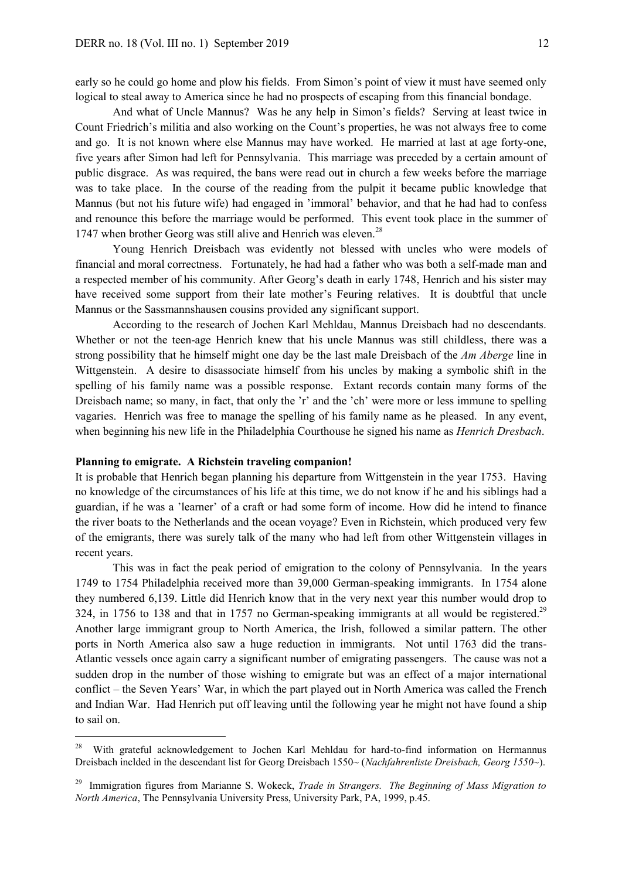early so he could go home and plow his fields. From Simon's point of view it must have seemed only logical to steal away to America since he had no prospects of escaping from this financial bondage.

And what of Uncle Mannus? Was he any help in Simon's fields? Serving at least twice in Count Friedrich's militia and also working on the Count's properties, he was not always free to come and go. It is not known where else Mannus may have worked. He married at last at age forty-one, five years after Simon had left for Pennsylvania. This marriage was preceded by a certain amount of public disgrace. As was required, the bans were read out in church a few weeks before the marriage was to take place. In the course of the reading from the pulpit it became public knowledge that Mannus (but not his future wife) had engaged in 'immoral' behavior, and that he had had to confess and renounce this before the marriage would be performed. This event took place in the summer of 1747 when brother Georg was still alive and Henrich was eleven.[28]

Young Henrich Dreisbach was evidently not blessed with uncles who were models of financial and moral correctness. Fortunately, he had had a father who was both a self-made man and a respected member of his community. After Georg's death in early 1748, Henrich and his sister may have received some support from their late mother's Feuring relatives. It is doubtful that uncle Mannus or the Sassmannshausen cousins provided any significant support.

According to the research of Jochen Karl Mehldau, Mannus Dreisbach had no descendants. Whether or not the teen-age Henrich knew that his uncle Mannus was still childless, there was a strong possibility that he himself might one day be the last male Dreisbach of the *Am Aberge* line in Wittgenstein. A desire to disassociate himself from his uncles by making a symbolic shift in the spelling of his family name was a possible response. Extant records contain many forms of the Dreisbach name; so many, in fact, that only the 'r' and the 'ch' were more or less immune to spelling vagaries. Henrich was free to manage the spelling of his family name as he pleased. In any event, when beginning his new life in the Philadelphia Courthouse he signed his name as *Henrich Dresbach*.

**Planning to emigrate. A Richstein traveling companion!**

It is probable that Henrich began planning his departure from Wittgenstein in the year 1753. Having no knowledge of the circumstances of his life at this time, we do not know if he and his siblings had a guardian, if he was a 'learner' of a craft or had some form of income. How did he intend to finance the river boats to the Netherlands and the ocean voyage? Even in Richstein, which produced very few of the emigrants, there was surely talk of the many who had left from other Wittgenstein villages in recent years.

This was in fact the peak period of emigration to the colony of Pennsylvania. In the years 1749 to 1754 Philadelphia received more than 39,000 German-speaking immigrants. In 1754 alone they numbered 6,139. Little did Henrich know that in the very next year this number would drop to 324, in 1756 to 138 and that in 1757 no German-speaking immigrants at all would be registered.[29] Another large immigrant group to North America, the Irish, followed a similar pattern. The other ports in North America also saw a huge reduction in immigrants. Not until 1763 did the trans-Atlantic vessels once again carry a significant number of emigrating passengers. The cause was not a sudden drop in the number of those wishing to emigrate but was an effect of a major international conflict – the Seven Years' War, in which the part played out in North America was called the French and Indian War. Had Henrich put off leaving until the following year he might not have found a ship to sail on.

---

[28] With grateful acknowledgement to Jochen Karl Mehldau for hard-to-find information on Hermannus Dreisbach inclded in the descendant list for Georg Dreisbach 1550~ (*Nachfahrenliste Dreisbach, Georg 1550~*).

[29] Immigration figures from Marianne S. Wokeck, *Trade in Strangers. The Beginning of Mass Migration to North America*, The Pennsylvania University Press, University Park, PA, 1999, p.45.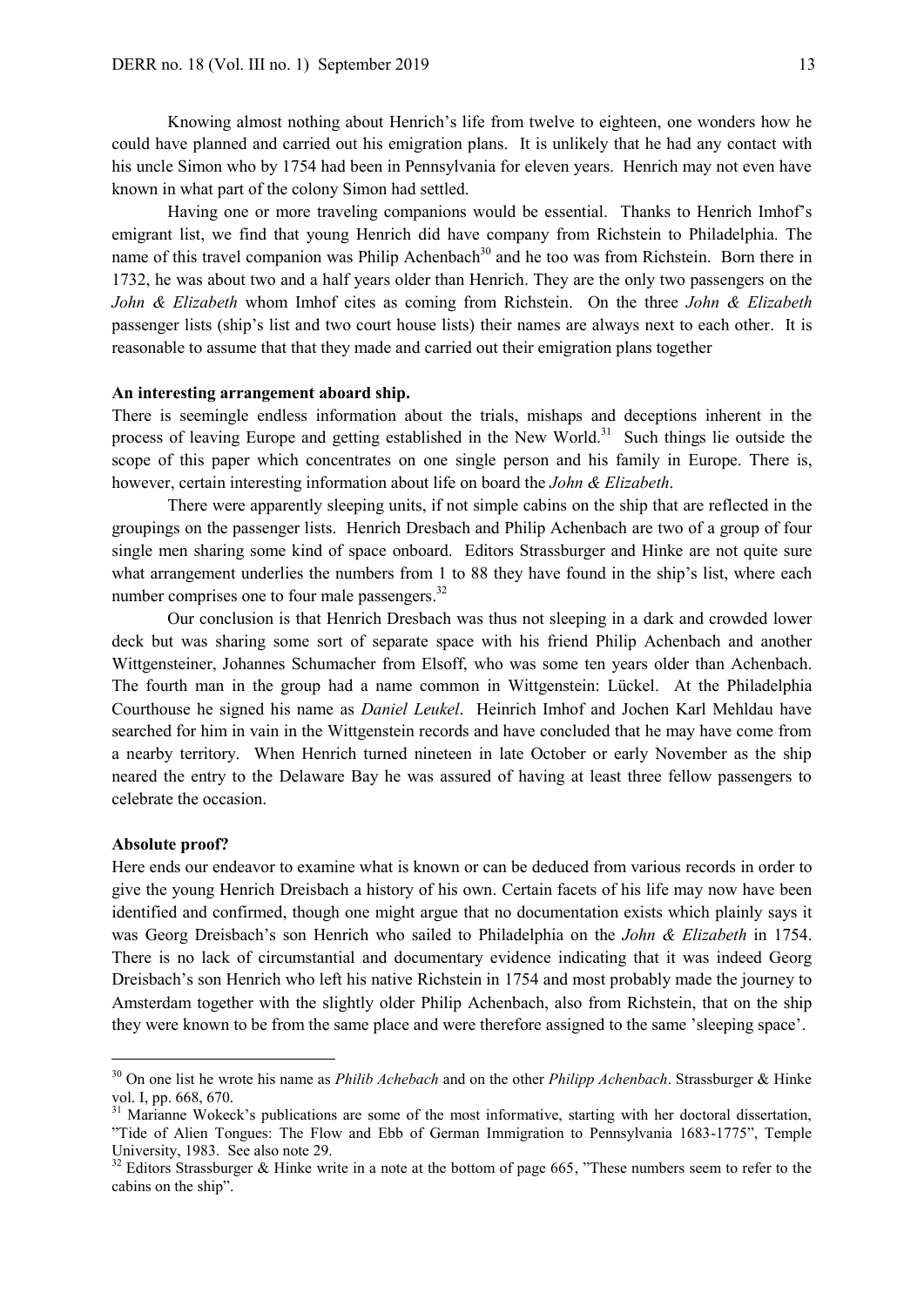Knowing almost nothing about Henrich's life from twelve to eighteen, one wonders how he could have planned and carried out his emigration plans. It is unlikely that he had any contact with his uncle Simon who by 1754 had been in Pennsylvania for eleven years. Henrich may not even have known in what part of the colony Simon had settled.

Having one or more traveling companions would be essential. Thanks to Henrich Imhof's emigrant list, we find that young Henrich did have company from Richstein to Philadelphia. The name of this travel companion was Philip Achenbach[30] and he too was from Richstein. Born there in 1732, he was about two and a half years older than Henrich. They are the only two passengers on the *John & Elizabeth* whom Imhof cites as coming from Richstein. On the three *John & Elizabeth* passenger lists (ship's list and two court house lists) their names are always next to each other. It is reasonable to assume that that they made and carried out their emigration plans together

**An interesting arrangement aboard ship.**

There is seemingle endless information about the trials, mishaps and deceptions inherent in the process of leaving Europe and getting established in the New World.[31] Such things lie outside the scope of this paper which concentrates on one single person and his family in Europe. There is, however, certain interesting information about life on board the *John & Elizabeth*.

There were apparently sleeping units, if not simple cabins on the ship that are reflected in the groupings on the passenger lists. Henrich Dresbach and Philip Achenbach are two of a group of four single men sharing some kind of space onboard. Editors Strassburger and Hinke are not quite sure what arrangement underlies the numbers from 1 to 88 they have found in the ship's list, where each number comprises one to four male passengers.[32]

Our conclusion is that Henrich Dresbach was thus not sleeping in a dark and crowded lower deck but was sharing some sort of separate space with his friend Philip Achenbach and another Wittgensteiner, Johannes Schumacher from Elsoff, who was some ten years older than Achenbach. The fourth man in the group had a name common in Wittgenstein: Lückel. At the Philadelphia Courthouse he signed his name as *Daniel Leukel*. Heinrich Imhof and Jochen Karl Mehldau have searched for him in vain in the Wittgenstein records and have concluded that he may have come from a nearby territory. When Henrich turned nineteen in late October or early November as the ship neared the entry to the Delaware Bay he was assured of having at least three fellow passengers to celebrate the occasion.

**Absolute proof?**

Here ends our endeavor to examine what is known or can be deduced from various records in order to give the young Henrich Dreisbach a history of his own. Certain facets of his life may now have been identified and confirmed, though one might argue that no documentation exists which plainly says it was Georg Dreisbach's son Henrich who sailed to Philadelphia on the *John & Elizabeth* in 1754. There is no lack of circumstantial and documentary evidence indicating that it was indeed Georg Dreisbach's son Henrich who left his native Richstein in 1754 and most probably made the journey to Amsterdam together with the slightly older Philip Achenbach, also from Richstein, that on the ship they were known to be from the same place and were therefore assigned to the same 'sleeping space'.

---

[30] On one list he wrote his name as *Philib Achebach* and on the other *Philipp Achenbach*. Strassburger & Hinke vol. I, pp. 668, 670.

[31] Marianne Wokeck's publications are some of the most informative, starting with her doctoral dissertation, "Tide of Alien Tongues: The Flow and Ebb of German Immigration to Pennsylvania 1683-1775", Temple University, 1983. See also note 29.

[32] Editors Strassburger & Hinke write in a note at the bottom of page 665, "These numbers seem to refer to the cabins on the ship".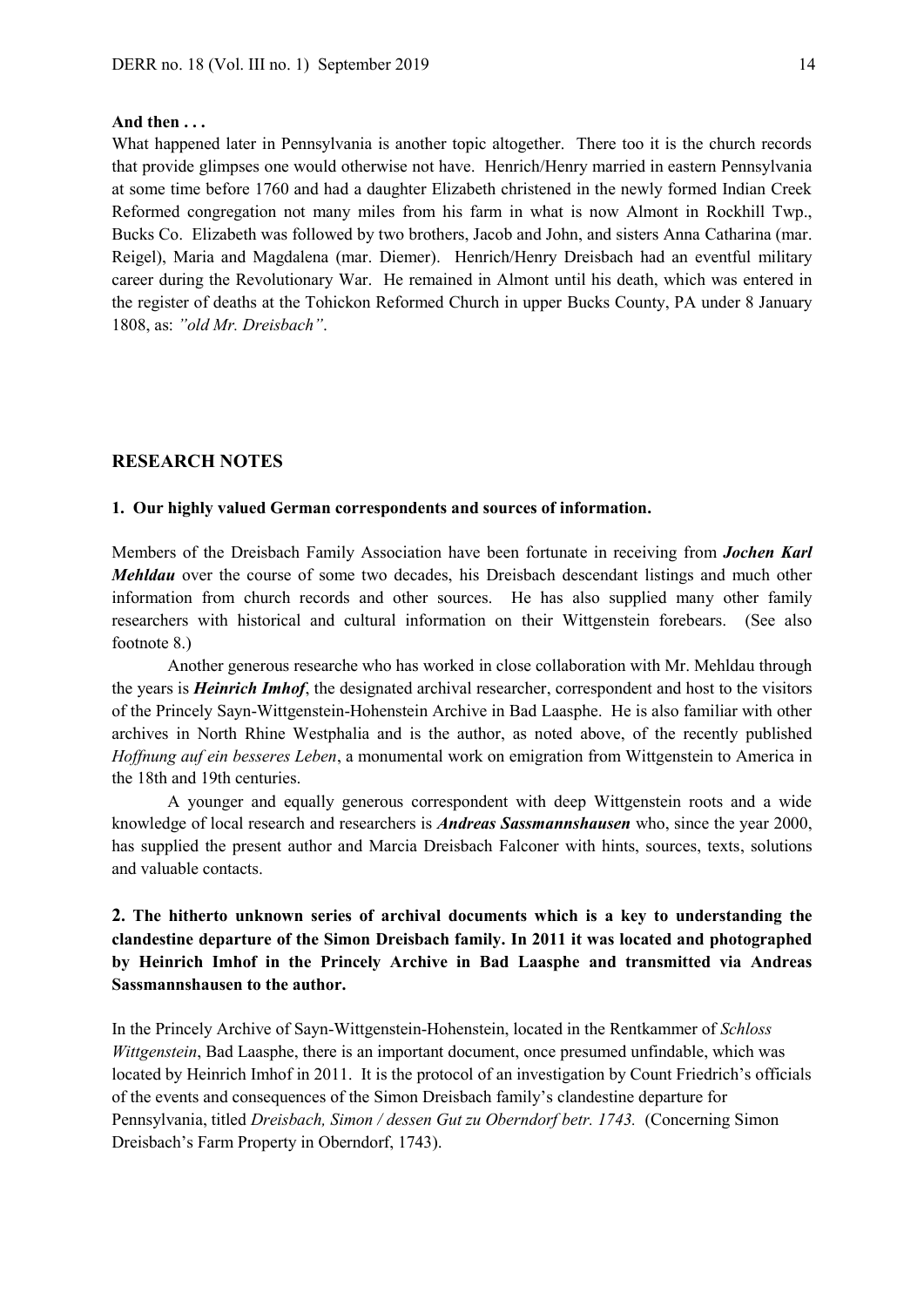**And then . . .**

What happened later in Pennsylvania is another topic altogether. There too it is the church records that provide glimpses one would otherwise not have. Henrich/Henry married in eastern Pennsylvania at some time before 1760 and had a daughter Elizabeth christened in the newly formed Indian Creek Reformed congregation not many miles from his farm in what is now Almont in Rockhill Twp., Bucks Co. Elizabeth was followed by two brothers, Jacob and John, and sisters Anna Catharina (mar. Reigel), Maria and Magdalena (mar. Diemer). Henrich/Henry Dreisbach had an eventful military career during the Revolutionary War. He remained in Almont until his death, which was entered in the register of deaths at the Tohickon Reformed Church in upper Bucks County, PA under 8 January 1808, as: *"old Mr. Dreisbach"*.

## RESEARCH NOTES

### 1. Our highly valued German correspondents and sources of information.

Members of the Dreisbach Family Association have been fortunate in receiving from ***Jochen Karl Mehldau*** over the course of some two decades, his Dreisbach descendant listings and much other information from church records and other sources. He has also supplied many other family researchers with historical and cultural information on their Wittgenstein forebears. (See also footnote 8.)

Another generous researche who has worked in close collaboration with Mr. Mehldau through the years is ***Heinrich Imhof***, the designated archival researcher, correspondent and host to the visitors of the Princely Sayn-Wittgenstein-Hohenstein Archive in Bad Laasphe. He is also familiar with other archives in North Rhine Westphalia and is the author, as noted above, of the recently published *Hoffnung auf ein besseres Leben*, a monumental work on emigration from Wittgenstein to America in the 18th and 19th centuries.

A younger and equally generous correspondent with deep Wittgenstein roots and a wide knowledge of local research and researchers is ***Andreas Sassmannshausen*** who, since the year 2000, has supplied the present author and Marcia Dreisbach Falconer with hints, sources, texts, solutions and valuable contacts.

### 2. The hitherto unknown series of archival documents which is a key to understanding the clandestine departure of the Simon Dreisbach family. In 2011 it was located and photographed by Heinrich Imhof in the Princely Archive in Bad Laasphe and transmitted via Andreas Sassmannshausen to the author.

In the Princely Archive of Sayn-Wittgenstein-Hohenstein, located in the Rentkammer of *Schloss Wittgenstein*, Bad Laasphe, there is an important document, once presumed unfindable, which was located by Heinrich Imhof in 2011. It is the protocol of an investigation by Count Friedrich's officials of the events and consequences of the Simon Dreisbach family's clandestine departure for Pennsylvania, titled *Dreisbach, Simon / dessen Gut zu Oberndorf betr. 1743.* (Concerning Simon Dreisbach's Farm Property in Oberndorf, 1743).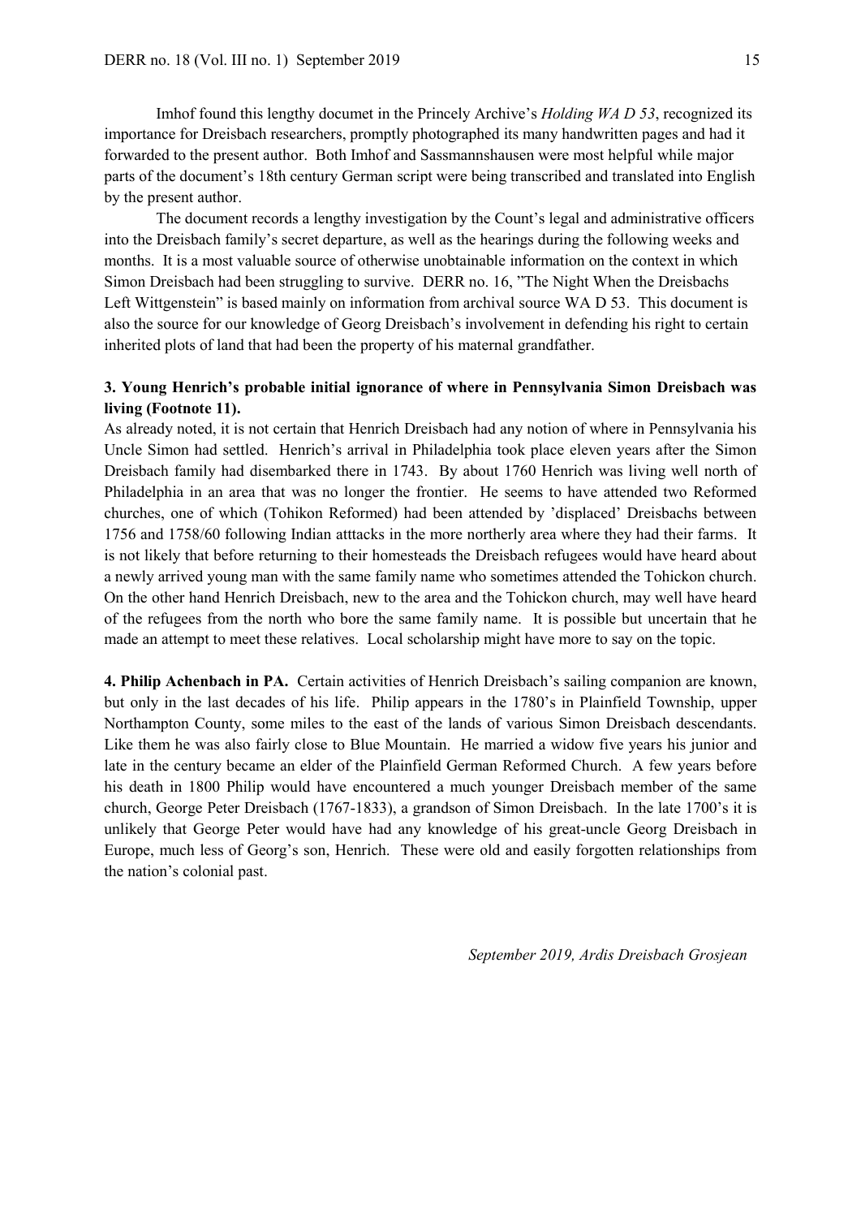Imhof found this lengthy documet in the Princely Archive's *Holding WA D 53*, recognized its importance for Dreisbach researchers, promptly photographed its many handwritten pages and had it forwarded to the present author. Both Imhof and Sassmannshausen were most helpful while major parts of the document's 18th century German script were being transcribed and translated into English by the present author.

The document records a lengthy investigation by the Count's legal and administrative officers into the Dreisbach family's secret departure, as well as the hearings during the following weeks and months. It is a most valuable source of otherwise unobtainable information on the context in which Simon Dreisbach had been struggling to survive. DERR no. 16, "The Night When the Dreisbachs Left Wittgenstein" is based mainly on information from archival source WA D 53. This document is also the source for our knowledge of Georg Dreisbach's involvement in defending his right to certain inherited plots of land that had been the property of his maternal grandfather.

**3. Young Henrich's probable initial ignorance of where in Pennsylvania Simon Dreisbach was living (Footnote 11).**

As already noted, it is not certain that Henrich Dreisbach had any notion of where in Pennsylvania his Uncle Simon had settled. Henrich's arrival in Philadelphia took place eleven years after the Simon Dreisbach family had disembarked there in 1743. By about 1760 Henrich was living well north of Philadelphia in an area that was no longer the frontier. He seems to have attended two Reformed churches, one of which (Tohikon Reformed) had been attended by 'displaced' Dreisbachs between 1756 and 1758/60 following Indian atttacks in the more northerly area where they had their farms. It is not likely that before returning to their homesteads the Dreisbach refugees would have heard about a newly arrived young man with the same family name who sometimes attended the Tohickon church. On the other hand Henrich Dreisbach, new to the area and the Tohickon church, may well have heard of the refugees from the north who bore the same family name. It is possible but uncertain that he made an attempt to meet these relatives. Local scholarship might have more to say on the topic.

**4. Philip Achenbach in PA.** Certain activities of Henrich Dreisbach's sailing companion are known, but only in the last decades of his life. Philip appears in the 1780's in Plainfield Township, upper Northampton County, some miles to the east of the lands of various Simon Dreisbach descendants. Like them he was also fairly close to Blue Mountain. He married a widow five years his junior and late in the century became an elder of the Plainfield German Reformed Church. A few years before his death in 1800 Philip would have encountered a much younger Dreisbach member of the same church, George Peter Dreisbach (1767-1833), a grandson of Simon Dreisbach. In the late 1700's it is unlikely that George Peter would have had any knowledge of his great-uncle Georg Dreisbach in Europe, much less of Georg's son, Henrich. These were old and easily forgotten relationships from the nation's colonial past.

*September 2019, Ardis Dreisbach Grosjean*